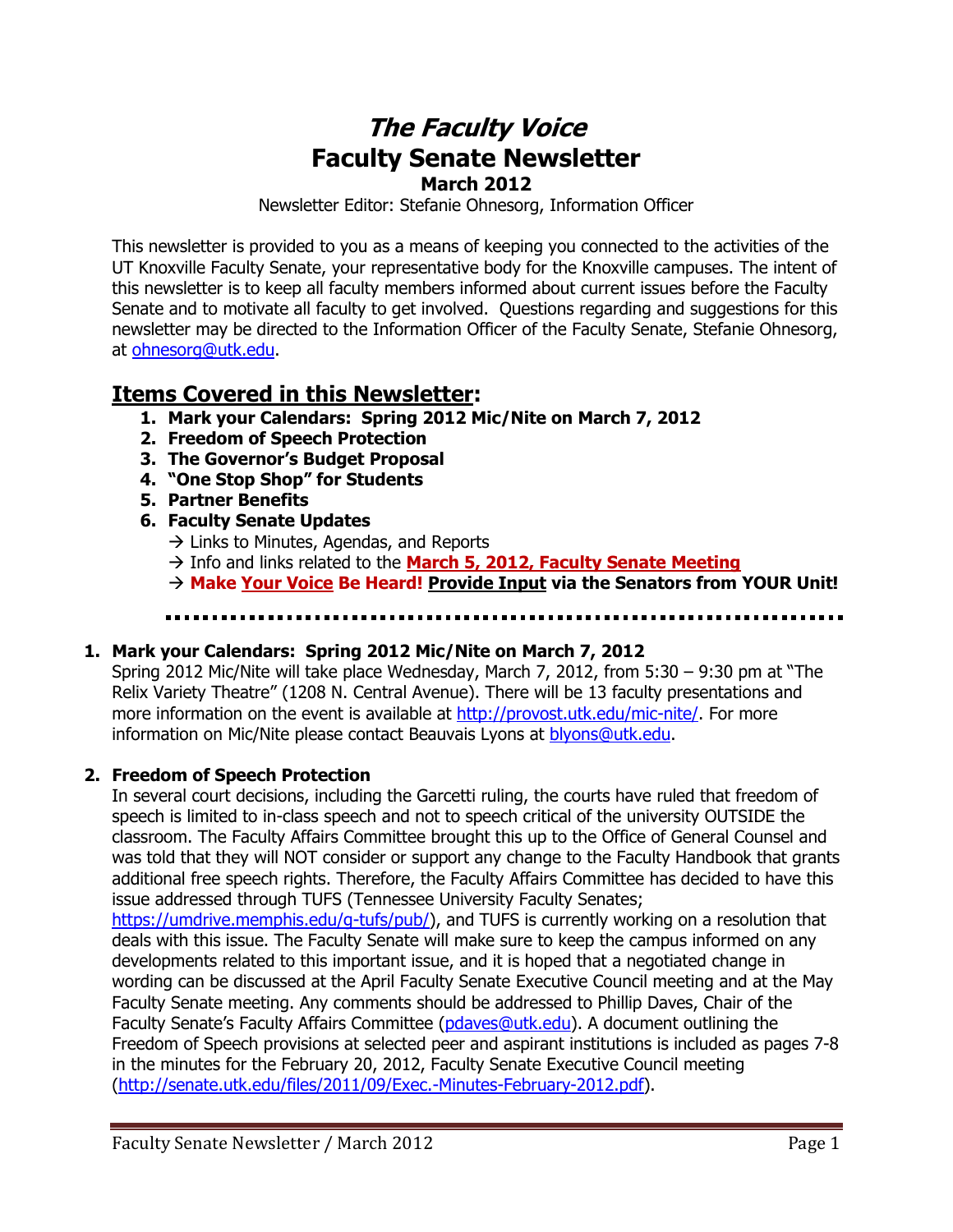# *The Faculty Voice*
# Faculty Senate Newsletter
## March 2012

Newsletter Editor: Stefanie Ohnesorg, Information Officer

This newsletter is provided to you as a means of keeping you connected to the activities of the UT Knoxville Faculty Senate, your representative body for the Knoxville campuses. The intent of this newsletter is to keep all faculty members informed about current issues before the Faculty Senate and to motivate all faculty to get involved. Questions regarding and suggestions for this newsletter may be directed to the Information Officer of the Faculty Senate, Stefanie Ohnesorg, at ohnesorg@utk.edu.

## Items Covered in this Newsletter:

1. **Mark your Calendars: Spring 2012 Mic/Nite on March 7, 2012**
2. **Freedom of Speech Protection**
3. **The Governor's Budget Proposal**
4. **"One Stop Shop" for Students**
5. **Partner Benefits**
6. **Faculty Senate Updates**
   → Links to Minutes, Agendas, and Reports
   → Info and links related to the **March 5, 2012, Faculty Senate Meeting**
   → **Make Your Voice Be Heard! Provide Input via the Senators from YOUR Unit!**

---

### 1. Mark your Calendars: Spring 2012 Mic/Nite on March 7, 2012

Spring 2012 Mic/Nite will take place Wednesday, March 7, 2012, from 5:30 – 9:30 pm at "The Relix Variety Theatre" (1208 N. Central Avenue). There will be 13 faculty presentations and more information on the event is available at http://provost.utk.edu/mic-nite/. For more information on Mic/Nite please contact Beauvais Lyons at blyons@utk.edu.

### 2. Freedom of Speech Protection

In several court decisions, including the Garcetti ruling, the courts have ruled that freedom of speech is limited to in-class speech and not to speech critical of the university OUTSIDE the classroom. The Faculty Affairs Committee brought this up to the Office of General Counsel and was told that they will NOT consider or support any change to the Faculty Handbook that grants additional free speech rights. Therefore, the Faculty Affairs Committee has decided to have this issue addressed through TUFS (Tennessee University Faculty Senates; https://umdrive.memphis.edu/g-tufs/pub/), and TUFS is currently working on a resolution that deals with this issue. The Faculty Senate will make sure to keep the campus informed on any developments related to this important issue, and it is hoped that a negotiated change in wording can be discussed at the April Faculty Senate Executive Council meeting and at the May Faculty Senate meeting. Any comments should be addressed to Phillip Daves, Chair of the Faculty Senate's Faculty Affairs Committee (pdaves@utk.edu). A document outlining the Freedom of Speech provisions at selected peer and aspirant institutions is included as pages 7-8 in the minutes for the February 20, 2012, Faculty Senate Executive Council meeting (http://senate.utk.edu/files/2011/09/Exec.-Minutes-February-2012.pdf).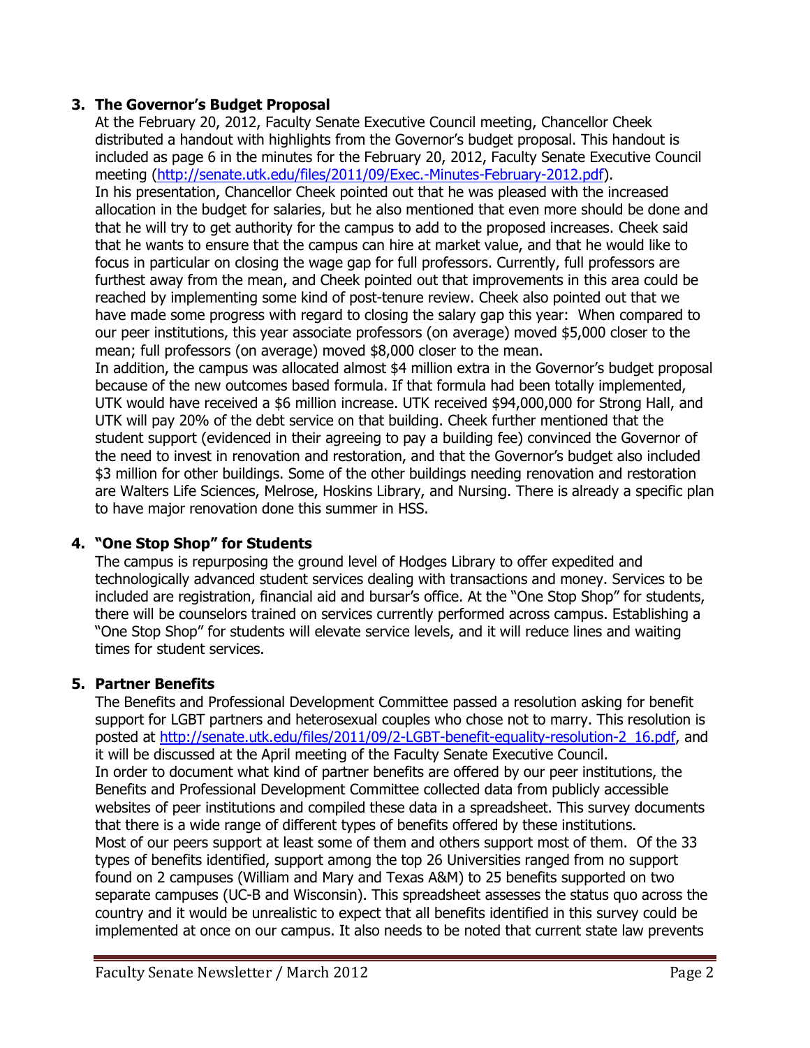### 3. The Governor's Budget Proposal

At the February 20, 2012, Faculty Senate Executive Council meeting, Chancellor Cheek distributed a handout with highlights from the Governor's budget proposal. This handout is included as page 6 in the minutes for the February 20, 2012, Faculty Senate Executive Council meeting (http://senate.utk.edu/files/2011/09/Exec.-Minutes-February-2012.pdf).

In his presentation, Chancellor Cheek pointed out that he was pleased with the increased allocation in the budget for salaries, but he also mentioned that even more should be done and that he will try to get authority for the campus to add to the proposed increases. Cheek said that he wants to ensure that the campus can hire at market value, and that he would like to focus in particular on closing the wage gap for full professors. Currently, full professors are furthest away from the mean, and Cheek pointed out that improvements in this area could be reached by implementing some kind of post-tenure review. Cheek also pointed out that we have made some progress with regard to closing the salary gap this year: When compared to our peer institutions, this year associate professors (on average) moved $5,000 closer to the mean; full professors (on average) moved $8,000 closer to the mean.

In addition, the campus was allocated almost $4 million extra in the Governor's budget proposal because of the new outcomes based formula. If that formula had been totally implemented, UTK would have received a $6 million increase. UTK received $94,000,000 for Strong Hall, and UTK will pay 20% of the debt service on that building. Cheek further mentioned that the student support (evidenced in their agreeing to pay a building fee) convinced the Governor of the need to invest in renovation and restoration, and that the Governor's budget also included $3 million for other buildings. Some of the other buildings needing renovation and restoration are Walters Life Sciences, Melrose, Hoskins Library, and Nursing. There is already a specific plan to have major renovation done this summer in HSS.

### 4. "One Stop Shop" for Students

The campus is repurposing the ground level of Hodges Library to offer expedited and technologically advanced student services dealing with transactions and money. Services to be included are registration, financial aid and bursar's office. At the "One Stop Shop" for students, there will be counselors trained on services currently performed across campus. Establishing a "One Stop Shop" for students will elevate service levels, and it will reduce lines and waiting times for student services.

### 5. Partner Benefits

The Benefits and Professional Development Committee passed a resolution asking for benefit support for LGBT partners and heterosexual couples who chose not to marry. This resolution is posted at http://senate.utk.edu/files/2011/09/2-LGBT-benefit-equality-resolution-2_16.pdf, and it will be discussed at the April meeting of the Faculty Senate Executive Council.

In order to document what kind of partner benefits are offered by our peer institutions, the Benefits and Professional Development Committee collected data from publicly accessible websites of peer institutions and compiled these data in a spreadsheet. This survey documents that there is a wide range of different types of benefits offered by these institutions.

Most of our peers support at least some of them and others support most of them. Of the 33 types of benefits identified, support among the top 26 Universities ranged from no support found on 2 campuses (William and Mary and Texas A&M) to 25 benefits supported on two separate campuses (UC-B and Wisconsin). This spreadsheet assesses the status quo across the country and it would be unrealistic to expect that all benefits identified in this survey could be implemented at once on our campus. It also needs to be noted that current state law prevents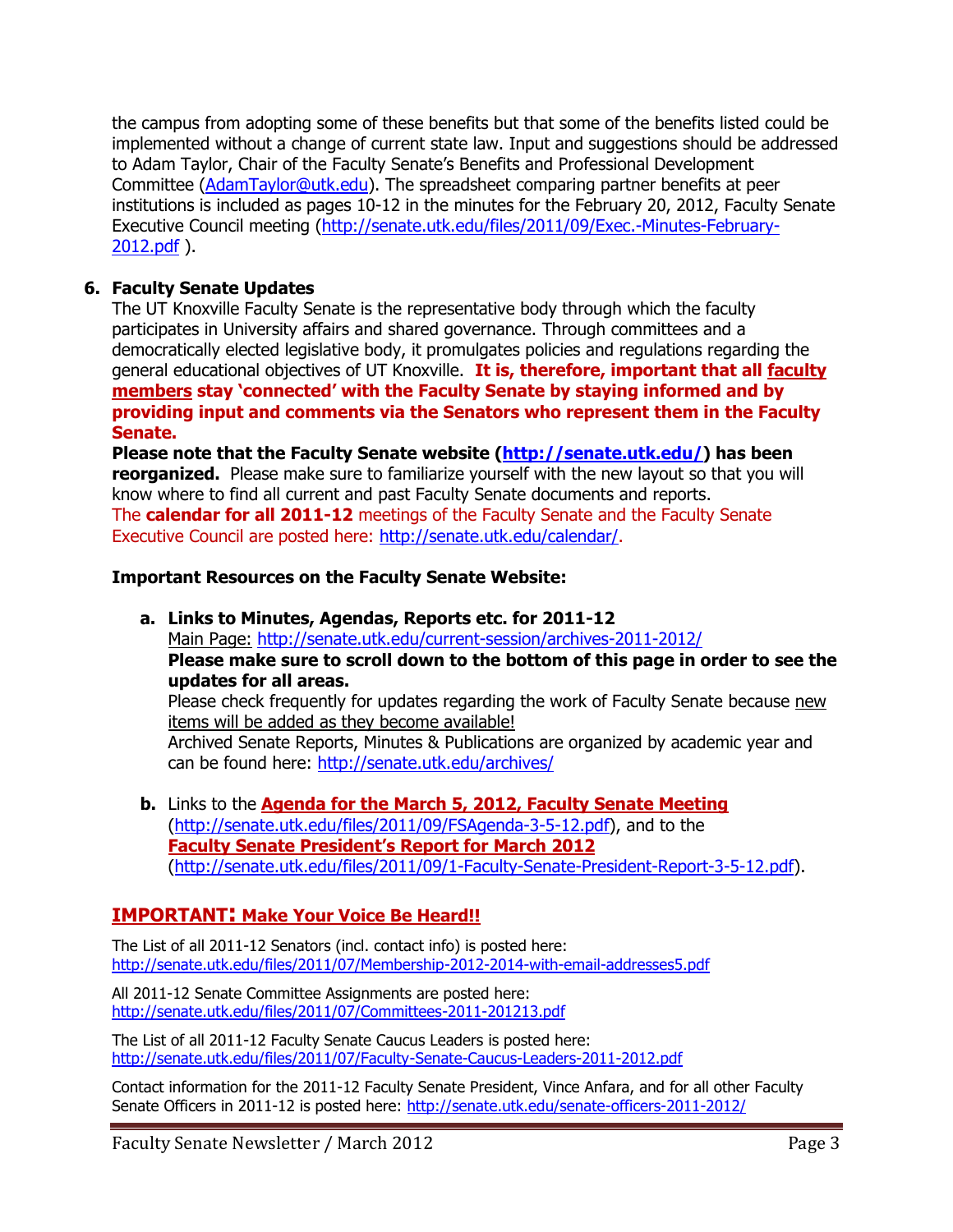the campus from adopting some of these benefits but that some of the benefits listed could be implemented without a change of current state law. Input and suggestions should be addressed to Adam Taylor, Chair of the Faculty Senate's Benefits and Professional Development Committee (AdamTaylor@utk.edu). The spreadsheet comparing partner benefits at peer institutions is included as pages 10-12 in the minutes for the February 20, 2012, Faculty Senate Executive Council meeting (http://senate.utk.edu/files/2011/09/Exec.-Minutes-February-2012.pdf ).

**6. Faculty Senate Updates**

The UT Knoxville Faculty Senate is the representative body through which the faculty participates in University affairs and shared governance. Through committees and a democratically elected legislative body, it promulgates policies and regulations regarding the general educational objectives of UT Knoxville. **It is, therefore, important that all faculty members stay 'connected' with the Faculty Senate by staying informed and by providing input and comments via the Senators who represent them in the Faculty Senate.**

**Please note that the Faculty Senate website (http://senate.utk.edu/) has been reorganized.** Please make sure to familiarize yourself with the new layout so that you will know where to find all current and past Faculty Senate documents and reports.

The **calendar for all 2011-12** meetings of the Faculty Senate and the Faculty Senate Executive Council are posted here: http://senate.utk.edu/calendar/.

**Important Resources on the Faculty Senate Website:**

**a. Links to Minutes, Agendas, Reports etc. for 2011-12**

Main Page: http://senate.utk.edu/current-session/archives-2011-2012/

**Please make sure to scroll down to the bottom of this page in order to see the updates for all areas.**

Please check frequently for updates regarding the work of Faculty Senate because new items will be added as they become available!

Archived Senate Reports, Minutes & Publications are organized by academic year and can be found here: http://senate.utk.edu/archives/

**b.** Links to the **Agenda for the March 5, 2012, Faculty Senate Meeting** (http://senate.utk.edu/files/2011/09/FSAgenda-3-5-12.pdf), and to the **Faculty Senate President's Report for March 2012** (http://senate.utk.edu/files/2011/09/1-Faculty-Senate-President-Report-3-5-12.pdf).

## IMPORTANT: Make Your Voice Be Heard!!

The List of all 2011-12 Senators (incl. contact info) is posted here: http://senate.utk.edu/files/2011/07/Membership-2012-2014-with-email-addresses5.pdf

All 2011-12 Senate Committee Assignments are posted here: http://senate.utk.edu/files/2011/07/Committees-2011-201213.pdf

The List of all 2011-12 Faculty Senate Caucus Leaders is posted here: http://senate.utk.edu/files/2011/07/Faculty-Senate-Caucus-Leaders-2011-2012.pdf

Contact information for the 2011-12 Faculty Senate President, Vince Anfara, and for all other Faculty Senate Officers in 2011-12 is posted here: http://senate.utk.edu/senate-officers-2011-2012/